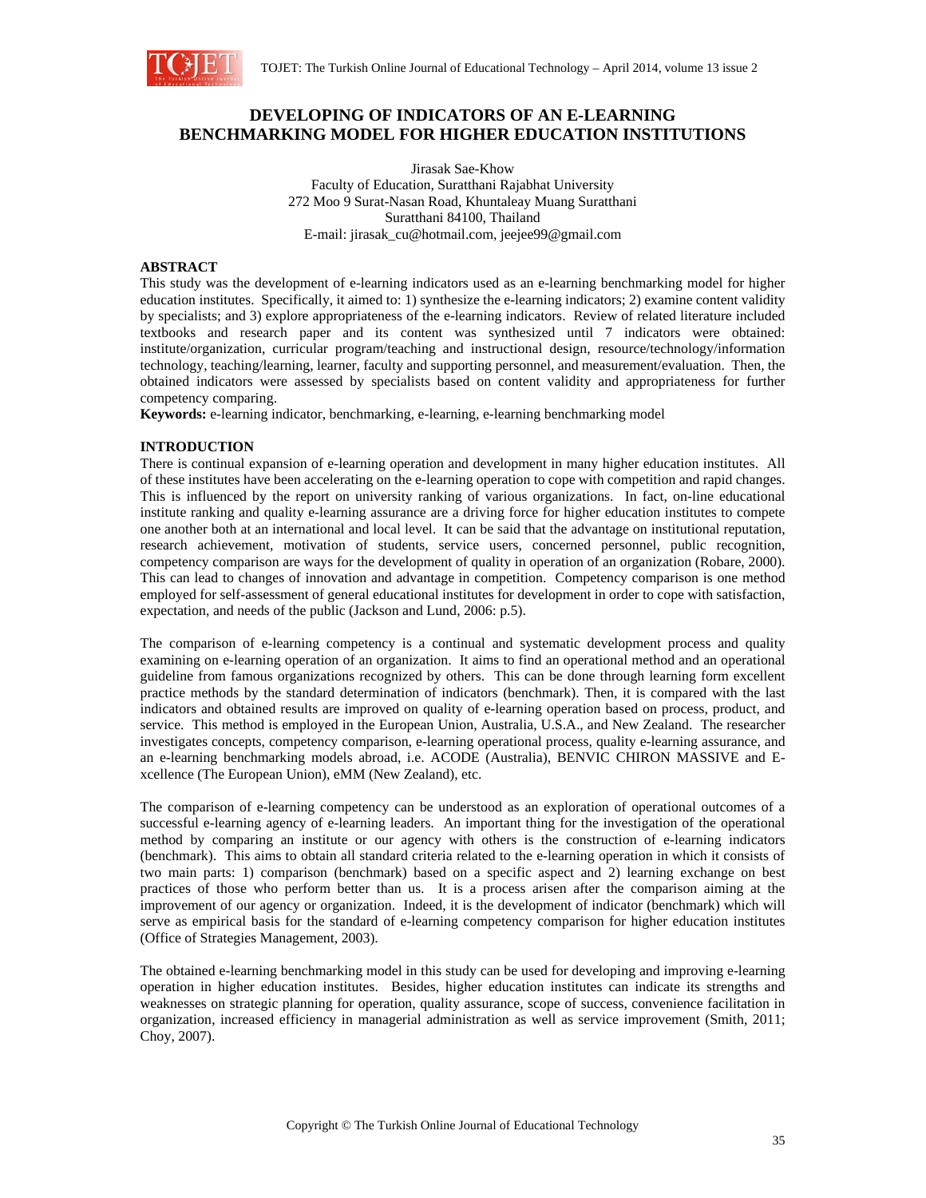# DEVELOPING OF INDICATORS OF AN E-LEARNING BENCHMARKING MODEL FOR HIGHER EDUCATION INSTITUTIONS

Jirasak Sae-Khow
Faculty of Education, Suratthani Rajabhat University
272 Moo 9 Surat-Nasan Road, Khuntaleay Muang Suratthani
Suratthani 84100, Thailand
E-mail: jirasak_cu@hotmail.com, jeejee99@gmail.com

## ABSTRACT

This study was the development of e-learning indicators used as an e-learning benchmarking model for higher education institutes. Specifically, it aimed to: 1) synthesize the e-learning indicators; 2) examine content validity by specialists; and 3) explore appropriateness of the e-learning indicators. Review of related literature included textbooks and research paper and its content was synthesized until 7 indicators were obtained: institute/organization, curricular program/teaching and instructional design, resource/technology/information technology, teaching/learning, learner, faculty and supporting personnel, and measurement/evaluation. Then, the obtained indicators were assessed by specialists based on content validity and appropriateness for further competency comparing.

**Keywords:** e-learning indicator, benchmarking, e-learning, e-learning benchmarking model

## INTRODUCTION

There is continual expansion of e-learning operation and development in many higher education institutes. All of these institutes have been accelerating on the e-learning operation to cope with competition and rapid changes. This is influenced by the report on university ranking of various organizations. In fact, on-line educational institute ranking and quality e-learning assurance are a driving force for higher education institutes to compete one another both at an international and local level. It can be said that the advantage on institutional reputation, research achievement, motivation of students, service users, concerned personnel, public recognition, competency comparison are ways for the development of quality in operation of an organization (Robare, 2000). This can lead to changes of innovation and advantage in competition. Competency comparison is one method employed for self-assessment of general educational institutes for development in order to cope with satisfaction, expectation, and needs of the public (Jackson and Lund, 2006: p.5).

The comparison of e-learning competency is a continual and systematic development process and quality examining on e-learning operation of an organization. It aims to find an operational method and an operational guideline from famous organizations recognized by others. This can be done through learning form excellent practice methods by the standard determination of indicators (benchmark). Then, it is compared with the last indicators and obtained results are improved on quality of e-learning operation based on process, product, and service. This method is employed in the European Union, Australia, U.S.A., and New Zealand. The researcher investigates concepts, competency comparison, e-learning operational process, quality e-learning assurance, and an e-learning benchmarking models abroad, i.e. ACODE (Australia), BENVIC CHIRON MASSIVE and E-xcellence (The European Union), eMM (New Zealand), etc.

The comparison of e-learning competency can be understood as an exploration of operational outcomes of a successful e-learning agency of e-learning leaders. An important thing for the investigation of the operational method by comparing an institute or our agency with others is the construction of e-learning indicators (benchmark). This aims to obtain all standard criteria related to the e-learning operation in which it consists of two main parts: 1) comparison (benchmark) based on a specific aspect and 2) learning exchange on best practices of those who perform better than us. It is a process arisen after the comparison aiming at the improvement of our agency or organization. Indeed, it is the development of indicator (benchmark) which will serve as empirical basis for the standard of e-learning competency comparison for higher education institutes (Office of Strategies Management, 2003).

The obtained e-learning benchmarking model in this study can be used for developing and improving e-learning operation in higher education institutes. Besides, higher education institutes can indicate its strengths and weaknesses on strategic planning for operation, quality assurance, scope of success, convenience facilitation in organization, increased efficiency in managerial administration as well as service improvement (Smith, 2011; Choy, 2007).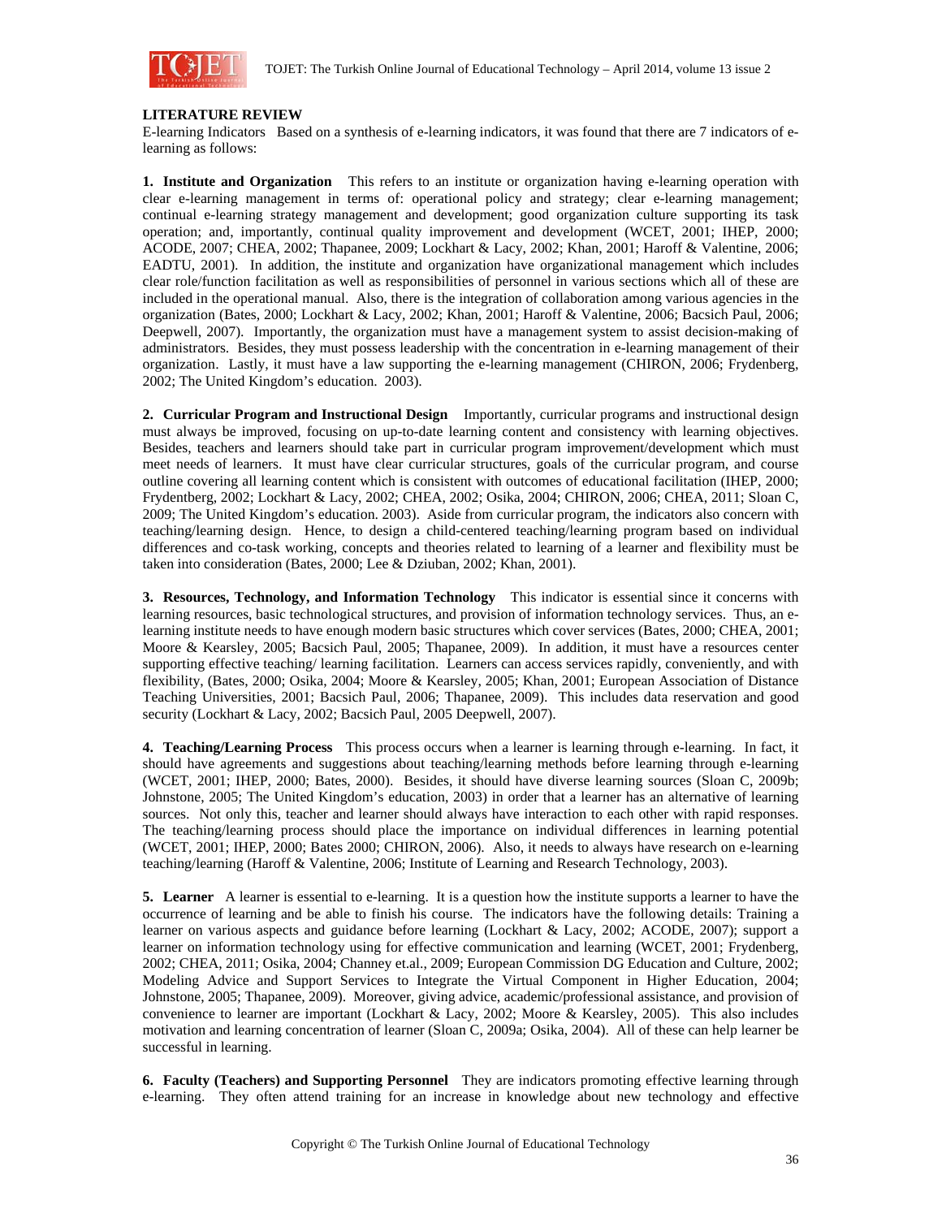## LITERATURE REVIEW

E-learning Indicators Based on a synthesis of e-learning indicators, it was found that there are 7 indicators of e-learning as follows:

**1. Institute and Organization** This refers to an institute or organization having e-learning operation with clear e-learning management in terms of: operational policy and strategy; clear e-learning management; continual e-learning strategy management and development; good organization culture supporting its task operation; and, importantly, continual quality improvement and development (WCET, 2001; IHEP, 2000; ACODE, 2007; CHEA, 2002; Thapanee, 2009; Lockhart & Lacy, 2002; Khan, 2001; Haroff & Valentine, 2006; EADTU, 2001). In addition, the institute and organization have organizational management which includes clear role/function facilitation as well as responsibilities of personnel in various sections which all of these are included in the operational manual. Also, there is the integration of collaboration among various agencies in the organization (Bates, 2000; Lockhart & Lacy, 2002; Khan, 2001; Haroff & Valentine, 2006; Bacsich Paul, 2006; Deepwell, 2007). Importantly, the organization must have a management system to assist decision-making of administrators. Besides, they must possess leadership with the concentration in e-learning management of their organization. Lastly, it must have a law supporting the e-learning management (CHIRON, 2006; Frydenberg, 2002; The United Kingdom's education. 2003).

**2. Curricular Program and Instructional Design** Importantly, curricular programs and instructional design must always be improved, focusing on up-to-date learning content and consistency with learning objectives. Besides, teachers and learners should take part in curricular program improvement/development which must meet needs of learners. It must have clear curricular structures, goals of the curricular program, and course outline covering all learning content which is consistent with outcomes of educational facilitation (IHEP, 2000; Frydentberg, 2002; Lockhart & Lacy, 2002; CHEA, 2002; Osika, 2004; CHIRON, 2006; CHEA, 2011; Sloan C, 2009; The United Kingdom's education. 2003). Aside from curricular program, the indicators also concern with teaching/learning design. Hence, to design a child-centered teaching/learning program based on individual differences and co-task working, concepts and theories related to learning of a learner and flexibility must be taken into consideration (Bates, 2000; Lee & Dziuban, 2002; Khan, 2001).

**3. Resources, Technology, and Information Technology** This indicator is essential since it concerns with learning resources, basic technological structures, and provision of information technology services. Thus, an e-learning institute needs to have enough modern basic structures which cover services (Bates, 2000; CHEA, 2001; Moore & Kearsley, 2005; Bacsich Paul, 2005; Thapanee, 2009). In addition, it must have a resources center supporting effective teaching/ learning facilitation. Learners can access services rapidly, conveniently, and with flexibility, (Bates, 2000; Osika, 2004; Moore & Kearsley, 2005; Khan, 2001; European Association of Distance Teaching Universities, 2001; Bacsich Paul, 2006; Thapanee, 2009). This includes data reservation and good security (Lockhart & Lacy, 2002; Bacsich Paul, 2005 Deepwell, 2007).

**4. Teaching/Learning Process** This process occurs when a learner is learning through e-learning. In fact, it should have agreements and suggestions about teaching/learning methods before learning through e-learning (WCET, 2001; IHEP, 2000; Bates, 2000). Besides, it should have diverse learning sources (Sloan C, 2009b; Johnstone, 2005; The United Kingdom's education, 2003) in order that a learner has an alternative of learning sources. Not only this, teacher and learner should always have interaction to each other with rapid responses. The teaching/learning process should place the importance on individual differences in learning potential (WCET, 2001; IHEP, 2000; Bates 2000; CHIRON, 2006). Also, it needs to always have research on e-learning teaching/learning (Haroff & Valentine, 2006; Institute of Learning and Research Technology, 2003).

**5. Learner** A learner is essential to e-learning. It is a question how the institute supports a learner to have the occurrence of learning and be able to finish his course. The indicators have the following details: Training a learner on various aspects and guidance before learning (Lockhart & Lacy, 2002; ACODE, 2007); support a learner on information technology using for effective communication and learning (WCET, 2001; Frydenberg, 2002; CHEA, 2011; Osika, 2004; Channey et.al., 2009; European Commission DG Education and Culture, 2002; Modeling Advice and Support Services to Integrate the Virtual Component in Higher Education, 2004; Johnstone, 2005; Thapanee, 2009). Moreover, giving advice, academic/professional assistance, and provision of convenience to learner are important (Lockhart & Lacy, 2002; Moore & Kearsley, 2005). This also includes motivation and learning concentration of learner (Sloan C, 2009a; Osika, 2004). All of these can help learner be successful in learning.

**6. Faculty (Teachers) and Supporting Personnel** They are indicators promoting effective learning through e-learning. They often attend training for an increase in knowledge about new technology and effective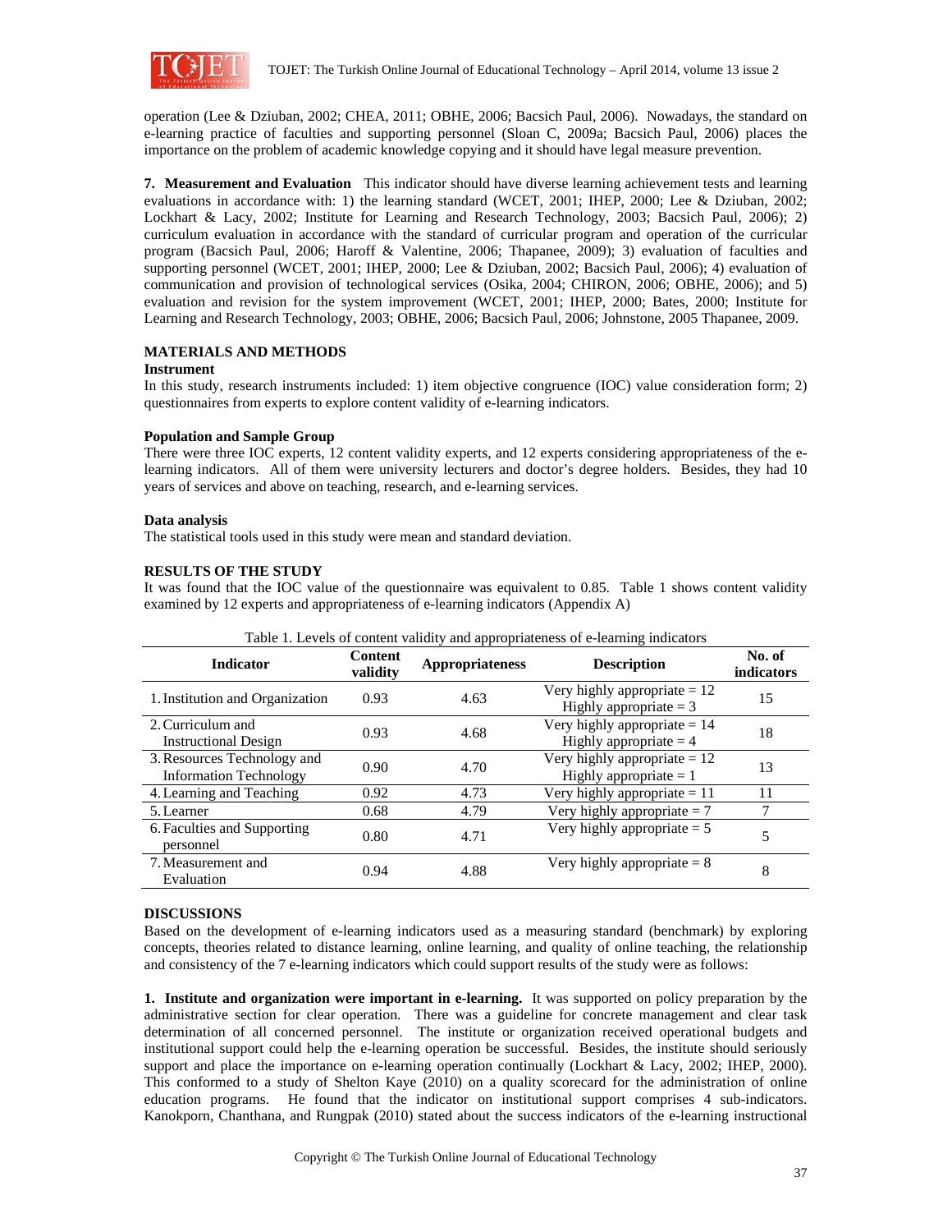operation (Lee & Dziuban, 2002; CHEA, 2011; OBHE, 2006; Bacsich Paul, 2006). Nowadays, the standard on e-learning practice of faculties and supporting personnel (Sloan C, 2009a; Bacsich Paul, 2006) places the importance on the problem of academic knowledge copying and it should have legal measure prevention.

**7. Measurement and Evaluation** This indicator should have diverse learning achievement tests and learning evaluations in accordance with: 1) the learning standard (WCET, 2001; IHEP, 2000; Lee & Dziuban, 2002; Lockhart & Lacy, 2002; Institute for Learning and Research Technology, 2003; Bacsich Paul, 2006); 2) curriculum evaluation in accordance with the standard of curricular program and operation of the curricular program (Bacsich Paul, 2006; Haroff & Valentine, 2006; Thapanee, 2009); 3) evaluation of faculties and supporting personnel (WCET, 2001; IHEP, 2000; Lee & Dziuban, 2002; Bacsich Paul, 2006); 4) evaluation of communication and provision of technological services (Osika, 2004; CHIRON, 2006; OBHE, 2006); and 5) evaluation and revision for the system improvement (WCET, 2001; IHEP, 2000; Bates, 2000; Institute for Learning and Research Technology, 2003; OBHE, 2006; Bacsich Paul, 2006; Johnstone, 2005 Thapanee, 2009.

## MATERIALS AND METHODS

### Instrument

In this study, research instruments included: 1) item objective congruence (IOC) value consideration form; 2) questionnaires from experts to explore content validity of e-learning indicators.

### Population and Sample Group

There were three IOC experts, 12 content validity experts, and 12 experts considering appropriateness of the e-learning indicators. All of them were university lecturers and doctor's degree holders. Besides, they had 10 years of services and above on teaching, research, and e-learning services.

### Data analysis

The statistical tools used in this study were mean and standard deviation.

## RESULTS OF THE STUDY

It was found that the IOC value of the questionnaire was equivalent to 0.85. Table 1 shows content validity examined by 12 experts and appropriateness of e-learning indicators (Appendix A)

Table 1. Levels of content validity and appropriateness of e-learning indicators

| Indicator | Content validity | Appropriateness | Description | No. of indicators |
|---|---|---|---|---|
| 1. Institution and Organization | 0.93 | 4.63 | Very highly appropriate = 12<br>Highly appropriate = 3 | 15 |
| 2. Curriculum and Instructional Design | 0.93 | 4.68 | Very highly appropriate = 14<br>Highly appropriate = 4 | 18 |
| 3. Resources Technology and Information Technology | 0.90 | 4.70 | Very highly appropriate = 12<br>Highly appropriate = 1 | 13 |
| 4. Learning and Teaching | 0.92 | 4.73 | Very highly appropriate = 11 | 11 |
| 5. Learner | 0.68 | 4.79 | Very highly appropriate = 7 | 7 |
| 6. Faculties and Supporting personnel | 0.80 | 4.71 | Very highly appropriate = 5 | 5 |
| 7. Measurement and Evaluation | 0.94 | 4.88 | Very highly appropriate = 8 | 8 |

## DISCUSSIONS

Based on the development of e-learning indicators used as a measuring standard (benchmark) by exploring concepts, theories related to distance learning, online learning, and quality of online teaching, the relationship and consistency of the 7 e-learning indicators which could support results of the study were as follows:

**1. Institute and organization were important in e-learning.** It was supported on policy preparation by the administrative section for clear operation. There was a guideline for concrete management and clear task determination of all concerned personnel. The institute or organization received operational budgets and institutional support could help the e-learning operation be successful. Besides, the institute should seriously support and place the importance on e-learning operation continually (Lockhart & Lacy, 2002; IHEP, 2000). This conformed to a study of Shelton Kaye (2010) on a quality scorecard for the administration of online education programs. He found that the indicator on institutional support comprises 4 sub-indicators. Kanokporn, Chanthana, and Rungpak (2010) stated about the success indicators of the e-learning instructional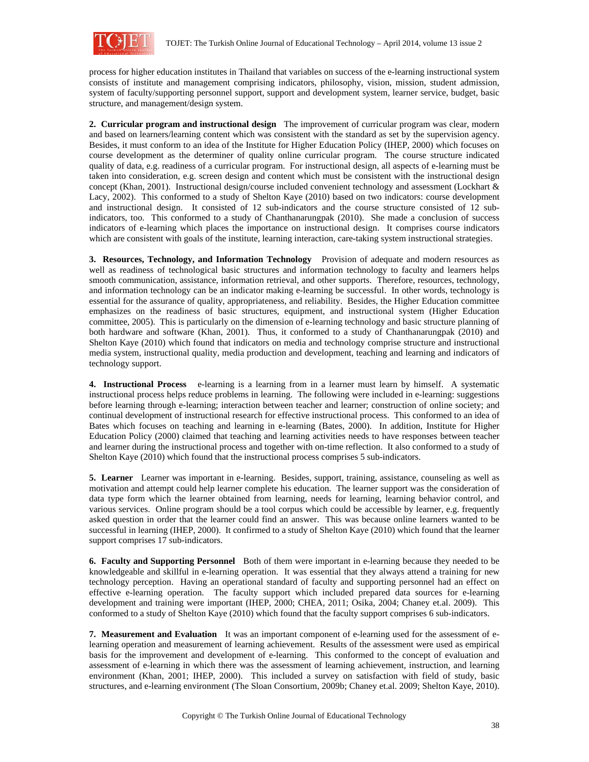process for higher education institutes in Thailand that variables on success of the e-learning instructional system consists of institute and management comprising indicators, philosophy, vision, mission, student admission, system of faculty/supporting personnel support, support and development system, learner service, budget, basic structure, and management/design system.

**2. Curricular program and instructional design** The improvement of curricular program was clear, modern and based on learners/learning content which was consistent with the standard as set by the supervision agency. Besides, it must conform to an idea of the Institute for Higher Education Policy (IHEP, 2000) which focuses on course development as the determiner of quality online curricular program. The course structure indicated quality of data, e.g. readiness of a curricular program. For instructional design, all aspects of e-learning must be taken into consideration, e.g. screen design and content which must be consistent with the instructional design concept (Khan, 2001). Instructional design/course included convenient technology and assessment (Lockhart & Lacy, 2002). This conformed to a study of Shelton Kaye (2010) based on two indicators: course development and instructional design. It consisted of 12 sub-indicators and the course structure consisted of 12 sub-indicators, too. This conformed to a study of Chanthanarungpak (2010). She made a conclusion of success indicators of e-learning which places the importance on instructional design. It comprises course indicators which are consistent with goals of the institute, learning interaction, care-taking system instructional strategies.

**3. Resources, Technology, and Information Technology** Provision of adequate and modern resources as well as readiness of technological basic structures and information technology to faculty and learners helps smooth communication, assistance, information retrieval, and other supports. Therefore, resources, technology, and information technology can be an indicator making e-learning be successful. In other words, technology is essential for the assurance of quality, appropriateness, and reliability. Besides, the Higher Education committee emphasizes on the readiness of basic structures, equipment, and instructional system (Higher Education committee, 2005). This is particularly on the dimension of e-learning technology and basic structure planning of both hardware and software (Khan, 2001). Thus, it conformed to a study of Chanthanarungpak (2010) and Shelton Kaye (2010) which found that indicators on media and technology comprise structure and instructional media system, instructional quality, media production and development, teaching and learning and indicators of technology support.

**4. Instructional Process** e-learning is a learning from in a learner must learn by himself. A systematic instructional process helps reduce problems in learning. The following were included in e-learning: suggestions before learning through e-learning; interaction between teacher and learner; construction of online society; and continual development of instructional research for effective instructional process. This conformed to an idea of Bates which focuses on teaching and learning in e-learning (Bates, 2000). In addition, Institute for Higher Education Policy (2000) claimed that teaching and learning activities needs to have responses between teacher and learner during the instructional process and together with on-time reflection. It also conformed to a study of Shelton Kaye (2010) which found that the instructional process comprises 5 sub-indicators.

**5. Learner** Learner was important in e-learning. Besides, support, training, assistance, counseling as well as motivation and attempt could help learner complete his education. The learner support was the consideration of data type form which the learner obtained from learning, needs for learning, learning behavior control, and various services. Online program should be a tool corpus which could be accessible by learner, e.g. frequently asked question in order that the learner could find an answer. This was because online learners wanted to be successful in learning (IHEP, 2000). It confirmed to a study of Shelton Kaye (2010) which found that the learner support comprises 17 sub-indicators.

**6. Faculty and Supporting Personnel** Both of them were important in e-learning because they needed to be knowledgeable and skillful in e-learning operation. It was essential that they always attend a training for new technology perception. Having an operational standard of faculty and supporting personnel had an effect on effective e-learning operation. The faculty support which included prepared data sources for e-learning development and training were important (IHEP, 2000; CHEA, 2011; Osika, 2004; Chaney et.al. 2009). This conformed to a study of Shelton Kaye (2010) which found that the faculty support comprises 6 sub-indicators.

**7. Measurement and Evaluation** It was an important component of e-learning used for the assessment of e-learning operation and measurement of learning achievement. Results of the assessment were used as empirical basis for the improvement and development of e-learning. This conformed to the concept of evaluation and assessment of e-learning in which there was the assessment of learning achievement, instruction, and learning environment (Khan, 2001; IHEP, 2000). This included a survey on satisfaction with field of study, basic structures, and e-learning environment (The Sloan Consortium, 2009b; Chaney et.al. 2009; Shelton Kaye, 2010).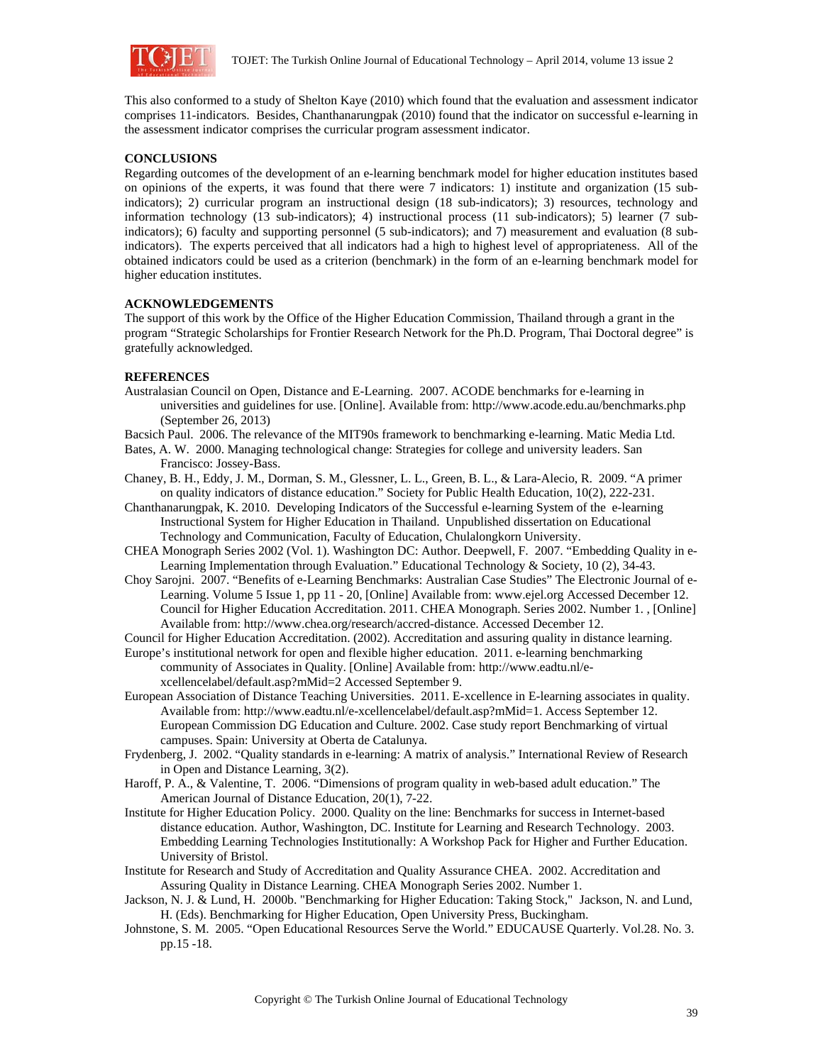This also conformed to a study of Shelton Kaye (2010) which found that the evaluation and assessment indicator comprises 11-indicators. Besides, Chanthanarungpak (2010) found that the indicator on successful e-learning in the assessment indicator comprises the curricular program assessment indicator.

## CONCLUSIONS

Regarding outcomes of the development of an e-learning benchmark model for higher education institutes based on opinions of the experts, it was found that there were 7 indicators: 1) institute and organization (15 sub-indicators); 2) curricular program an instructional design (18 sub-indicators); 3) resources, technology and information technology (13 sub-indicators); 4) instructional process (11 sub-indicators); 5) learner (7 sub-indicators); 6) faculty and supporting personnel (5 sub-indicators); and 7) measurement and evaluation (8 sub-indicators). The experts perceived that all indicators had a high to highest level of appropriateness. All of the obtained indicators could be used as a criterion (benchmark) in the form of an e-learning benchmark model for higher education institutes.

## ACKNOWLEDGEMENTS

The support of this work by the Office of the Higher Education Commission, Thailand through a grant in the program "Strategic Scholarships for Frontier Research Network for the Ph.D. Program, Thai Doctoral degree" is gratefully acknowledged.

## REFERENCES

Australasian Council on Open, Distance and E-Learning. 2007. ACODE benchmarks for e-learning in universities and guidelines for use. [Online]. Available from: http://www.acode.edu.au/benchmarks.php (September 26, 2013)

Bacsich Paul. 2006. The relevance of the MIT90s framework to benchmarking e-learning. Matic Media Ltd.

Bates, A. W. 2000. Managing technological change: Strategies for college and university leaders. San Francisco: Jossey-Bass.

Chaney, B. H., Eddy, J. M., Dorman, S. M., Glessner, L. L., Green, B. L., & Lara-Alecio, R. 2009. "A primer on quality indicators of distance education." Society for Public Health Education, 10(2), 222-231.

Chanthanarungpak, K. 2010. Developing Indicators of the Successful e-learning System of the e-learning Instructional System for Higher Education in Thailand. Unpublished dissertation on Educational Technology and Communication, Faculty of Education, Chulalongkorn University.

CHEA Monograph Series 2002 (Vol. 1). Washington DC: Author. Deepwell, F. 2007. "Embedding Quality in e-Learning Implementation through Evaluation." Educational Technology & Society, 10 (2), 34-43.

Choy Sarojni. 2007. "Benefits of e-Learning Benchmarks: Australian Case Studies" The Electronic Journal of e-Learning. Volume 5 Issue 1, pp 11 - 20, [Online] Available from: www.ejel.org Accessed December 12. Council for Higher Education Accreditation. 2011. CHEA Monograph. Series 2002. Number 1. , [Online] Available from: http://www.chea.org/research/accred-distance. Accessed December 12.

Council for Higher Education Accreditation. (2002). Accreditation and assuring quality in distance learning.

Europe's institutional network for open and flexible higher education. 2011. e-learning benchmarking community of Associates in Quality. [Online] Available from: http://www.eadtu.nl/e-xcellencelabel/default.asp?mMid=2 Accessed September 9.

European Association of Distance Teaching Universities. 2011. E-xcellence in E-learning associates in quality. Available from: http://www.eadtu.nl/e-xcellencelabel/default.asp?mMid=1. Access September 12. European Commission DG Education and Culture. 2002. Case study report Benchmarking of virtual campuses. Spain: University at Oberta de Catalunya.

Frydenberg, J. 2002. "Quality standards in e-learning: A matrix of analysis." International Review of Research in Open and Distance Learning, 3(2).

Haroff, P. A., & Valentine, T. 2006. "Dimensions of program quality in web-based adult education." The American Journal of Distance Education, 20(1), 7-22.

Institute for Higher Education Policy. 2000. Quality on the line: Benchmarks for success in Internet-based distance education. Author, Washington, DC. Institute for Learning and Research Technology. 2003. Embedding Learning Technologies Institutionally: A Workshop Pack for Higher and Further Education. University of Bristol.

Institute for Research and Study of Accreditation and Quality Assurance CHEA. 2002. Accreditation and Assuring Quality in Distance Learning. CHEA Monograph Series 2002. Number 1.

Jackson, N. J. & Lund, H. 2000b. "Benchmarking for Higher Education: Taking Stock," Jackson, N. and Lund, H. (Eds). Benchmarking for Higher Education, Open University Press, Buckingham.

Johnstone, S. M. 2005. "Open Educational Resources Serve the World." EDUCAUSE Quarterly. Vol.28. No. 3. pp.15 -18.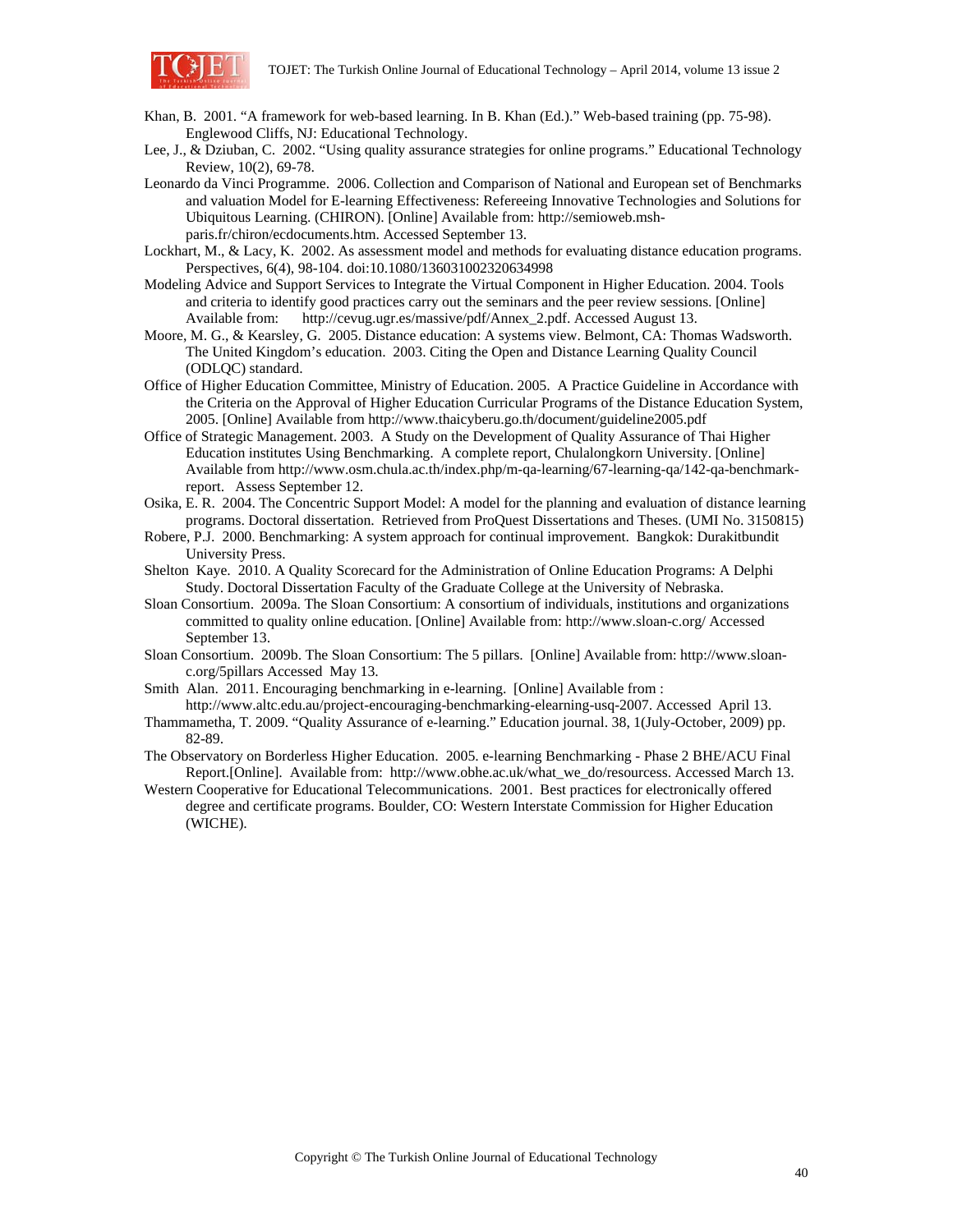Khan, B. 2001. "A framework for web-based learning. In B. Khan (Ed.)." Web-based training (pp. 75-98). Englewood Cliffs, NJ: Educational Technology.

Lee, J., & Dziuban, C. 2002. "Using quality assurance strategies for online programs." Educational Technology Review, 10(2), 69-78.

Leonardo da Vinci Programme. 2006. Collection and Comparison of National and European set of Benchmarks and valuation Model for E-learning Effectiveness: Refereeing Innovative Technologies and Solutions for Ubiquitous Learning. (CHIRON). [Online] Available from: http://semioweb.msh-paris.fr/chiron/ecdocuments.htm. Accessed September 13.

Lockhart, M., & Lacy, K. 2002. As assessment model and methods for evaluating distance education programs. Perspectives, 6(4), 98-104. doi:10.1080/136031002320634998

Modeling Advice and Support Services to Integrate the Virtual Component in Higher Education. 2004. Tools and criteria to identify good practices carry out the seminars and the peer review sessions. [Online] Available from: http://cevug.ugr.es/massive/pdf/Annex_2.pdf. Accessed August 13.

Moore, M. G., & Kearsley, G. 2005. Distance education: A systems view. Belmont, CA: Thomas Wadsworth. The United Kingdom's education. 2003. Citing the Open and Distance Learning Quality Council (ODLQC) standard.

Office of Higher Education Committee, Ministry of Education. 2005. A Practice Guideline in Accordance with the Criteria on the Approval of Higher Education Curricular Programs of the Distance Education System, 2005. [Online] Available from http://www.thaicyberu.go.th/document/guideline2005.pdf

Office of Strategic Management. 2003. A Study on the Development of Quality Assurance of Thai Higher Education institutes Using Benchmarking. A complete report, Chulalongkorn University. [Online] Available from http://www.osm.chula.ac.th/index.php/m-qa-learning/67-learning-qa/142-qa-benchmark-report. Assess September 12.

Osika, E. R. 2004. The Concentric Support Model: A model for the planning and evaluation of distance learning programs. Doctoral dissertation. Retrieved from ProQuest Dissertations and Theses. (UMI No. 3150815)

Robere, P.J. 2000. Benchmarking: A system approach for continual improvement. Bangkok: Durakitbundit University Press.

Shelton Kaye. 2010. A Quality Scorecard for the Administration of Online Education Programs: A Delphi Study. Doctoral Dissertation Faculty of the Graduate College at the University of Nebraska.

Sloan Consortium. 2009a. The Sloan Consortium: A consortium of individuals, institutions and organizations committed to quality online education. [Online] Available from: http://www.sloan-c.org/ Accessed September 13.

Sloan Consortium. 2009b. The Sloan Consortium: The 5 pillars. [Online] Available from: http://www.sloan-c.org/5pillars Accessed May 13.

Smith Alan. 2011. Encouraging benchmarking in e-learning. [Online] Available from : http://www.altc.edu.au/project-encouraging-benchmarking-elearning-usq-2007. Accessed April 13.

Thammametha, T. 2009. "Quality Assurance of e-learning." Education journal. 38, 1(July-October, 2009) pp. 82-89.

The Observatory on Borderless Higher Education. 2005. e-learning Benchmarking - Phase 2 BHE/ACU Final Report.[Online]. Available from: http://www.obhe.ac.uk/what_we_do/resourcess. Accessed March 13.

Western Cooperative for Educational Telecommunications. 2001. Best practices for electronically offered degree and certificate programs. Boulder, CO: Western Interstate Commission for Higher Education (WICHE).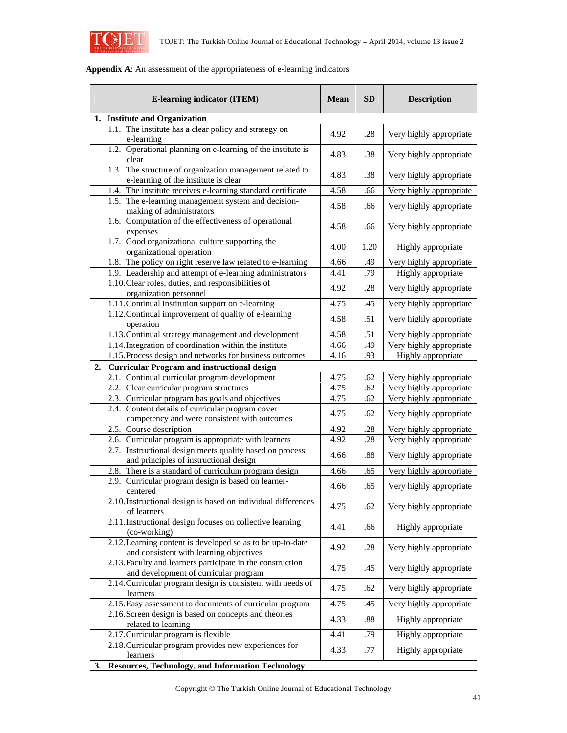**Appendix A**: An assessment of the appropriateness of e-learning indicators

| E-learning indicator (ITEM) | Mean | SD | Description |
|---|---|---|---|
| **1. Institute and Organization** | | | |
| 1.1. The institute has a clear policy and strategy on e-learning | 4.92 | .28 | Very highly appropriate |
| 1.2. Operational planning on e-learning of the institute is clear | 4.83 | .38 | Very highly appropriate |
| 1.3. The structure of organization management related to e-learning of the institute is clear | 4.83 | .38 | Very highly appropriate |
| 1.4. The institute receives e-learning standard certificate | 4.58 | .66 | Very highly appropriate |
| 1.5. The e-learning management system and decision-making of administrators | 4.58 | .66 | Very highly appropriate |
| 1.6. Computation of the effectiveness of operational expenses | 4.58 | .66 | Very highly appropriate |
| 1.7. Good organizational culture supporting the organizational operation | 4.00 | 1.20 | Highly appropriate |
| 1.8. The policy on right reserve law related to e-learning | 4.66 | .49 | Very highly appropriate |
| 1.9. Leadership and attempt of e-learning administrators | 4.41 | .79 | Highly appropriate |
| 1.10. Clear roles, duties, and responsibilities of organization personnel | 4.92 | .28 | Very highly appropriate |
| 1.11. Continual institution support on e-learning | 4.75 | .45 | Very highly appropriate |
| 1.12. Continual improvement of quality of e-learning operation | 4.58 | .51 | Very highly appropriate |
| 1.13. Continual strategy management and development | 4.58 | .51 | Very highly appropriate |
| 1.14. Integration of coordination within the institute | 4.66 | .49 | Very highly appropriate |
| 1.15. Process design and networks for business outcomes | 4.16 | .93 | Highly appropriate |
| **2. Curricular Program and instructional design** | | | |
| 2.1. Continual curricular program development | 4.75 | .62 | Very highly appropriate |
| 2.2. Clear curricular program structures | 4.75 | .62 | Very highly appropriate |
| 2.3. Curricular program has goals and objectives | 4.75 | .62 | Very highly appropriate |
| 2.4. Content details of curricular program cover competency and were consistent with outcomes | 4.75 | .62 | Very highly appropriate |
| 2.5. Course description | 4.92 | .28 | Very highly appropriate |
| 2.6. Curricular program is appropriate with learners | 4.92 | .28 | Very highly appropriate |
| 2.7. Instructional design meets quality based on process and principles of instructional design | 4.66 | .88 | Very highly appropriate |
| 2.8. There is a standard of curriculum program design | 4.66 | .65 | Very highly appropriate |
| 2.9. Curricular program design is based on learner-centered | 4.66 | .65 | Very highly appropriate |
| 2.10. Instructional design is based on individual differences of learners | 4.75 | .62 | Very highly appropriate |
| 2.11. Instructional design focuses on collective learning (co-working) | 4.41 | .66 | Highly appropriate |
| 2.12. Learning content is developed so as to be up-to-date and consistent with learning objectives | 4.92 | .28 | Very highly appropriate |
| 2.13. Faculty and learners participate in the construction and development of curricular program | 4.75 | .45 | Very highly appropriate |
| 2.14. Curricular program design is consistent with needs of learners | 4.75 | .62 | Very highly appropriate |
| 2.15. Easy assessment to documents of curricular program | 4.75 | .45 | Very highly appropriate |
| 2.16. Screen design is based on concepts and theories related to learning | 4.33 | .88 | Highly appropriate |
| 2.17. Curricular program is flexible | 4.41 | .79 | Highly appropriate |
| 2.18. Curricular program provides new experiences for learners | 4.33 | .77 | Highly appropriate |
| **3. Resources, Technology, and Information Technology** | | | |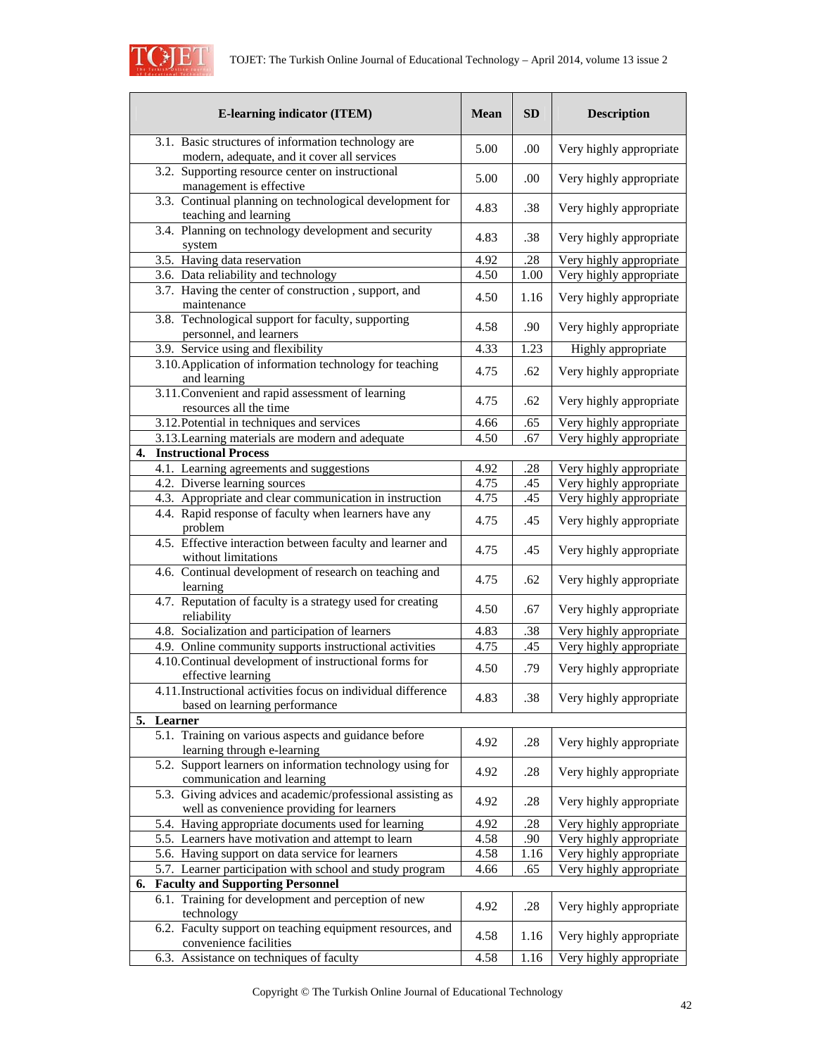| E-learning indicator (ITEM) | Mean | SD | Description |
|---|---|---|---|
| 3.1. Basic structures of information technology are modern, adequate, and it cover all services | 5.00 | .00 | Very highly appropriate |
| 3.2. Supporting resource center on instructional management is effective | 5.00 | .00 | Very highly appropriate |
| 3.3. Continual planning on technological development for teaching and learning | 4.83 | .38 | Very highly appropriate |
| 3.4. Planning on technology development and security system | 4.83 | .38 | Very highly appropriate |
| 3.5. Having data reservation | 4.92 | .28 | Very highly appropriate |
| 3.6. Data reliability and technology | 4.50 | 1.00 | Very highly appropriate |
| 3.7. Having the center of construction , support, and maintenance | 4.50 | 1.16 | Very highly appropriate |
| 3.8. Technological support for faculty, supporting personnel, and learners | 4.58 | .90 | Very highly appropriate |
| 3.9. Service using and flexibility | 4.33 | 1.23 | Highly appropriate |
| 3.10. Application of information technology for teaching and learning | 4.75 | .62 | Very highly appropriate |
| 3.11. Convenient and rapid assessment of learning resources all the time | 4.75 | .62 | Very highly appropriate |
| 3.12. Potential in techniques and services | 4.66 | .65 | Very highly appropriate |
| 3.13. Learning materials are modern and adequate | 4.50 | .67 | Very highly appropriate |
| **4. Instructional Process** | | | |
| 4.1. Learning agreements and suggestions | 4.92 | .28 | Very highly appropriate |
| 4.2. Diverse learning sources | 4.75 | .45 | Very highly appropriate |
| 4.3. Appropriate and clear communication in instruction | 4.75 | .45 | Very highly appropriate |
| 4.4. Rapid response of faculty when learners have any problem | 4.75 | .45 | Very highly appropriate |
| 4.5. Effective interaction between faculty and learner and without limitations | 4.75 | .45 | Very highly appropriate |
| 4.6. Continual development of research on teaching and learning | 4.75 | .62 | Very highly appropriate |
| 4.7. Reputation of faculty is a strategy used for creating reliability | 4.50 | .67 | Very highly appropriate |
| 4.8. Socialization and participation of learners | 4.83 | .38 | Very highly appropriate |
| 4.9. Online community supports instructional activities | 4.75 | .45 | Very highly appropriate |
| 4.10. Continual development of instructional forms for effective learning | 4.50 | .79 | Very highly appropriate |
| 4.11. Instructional activities focus on individual difference based on learning performance | 4.83 | .38 | Very highly appropriate |
| **5. Learner** | | | |
| 5.1. Training on various aspects and guidance before learning through e-learning | 4.92 | .28 | Very highly appropriate |
| 5.2. Support learners on information technology using for communication and learning | 4.92 | .28 | Very highly appropriate |
| 5.3. Giving advices and academic/professional assisting as well as convenience providing for learners | 4.92 | .28 | Very highly appropriate |
| 5.4. Having appropriate documents used for learning | 4.92 | .28 | Very highly appropriate |
| 5.5. Learners have motivation and attempt to learn | 4.58 | .90 | Very highly appropriate |
| 5.6. Having support on data service for learners | 4.58 | 1.16 | Very highly appropriate |
| 5.7. Learner participation with school and study program | 4.66 | .65 | Very highly appropriate |
| **6. Faculty and Supporting Personnel** | | | |
| 6.1. Training for development and perception of new technology | 4.92 | .28 | Very highly appropriate |
| 6.2. Faculty support on teaching equipment resources, and convenience facilities | 4.58 | 1.16 | Very highly appropriate |
| 6.3. Assistance on techniques of faculty | 4.58 | 1.16 | Very highly appropriate |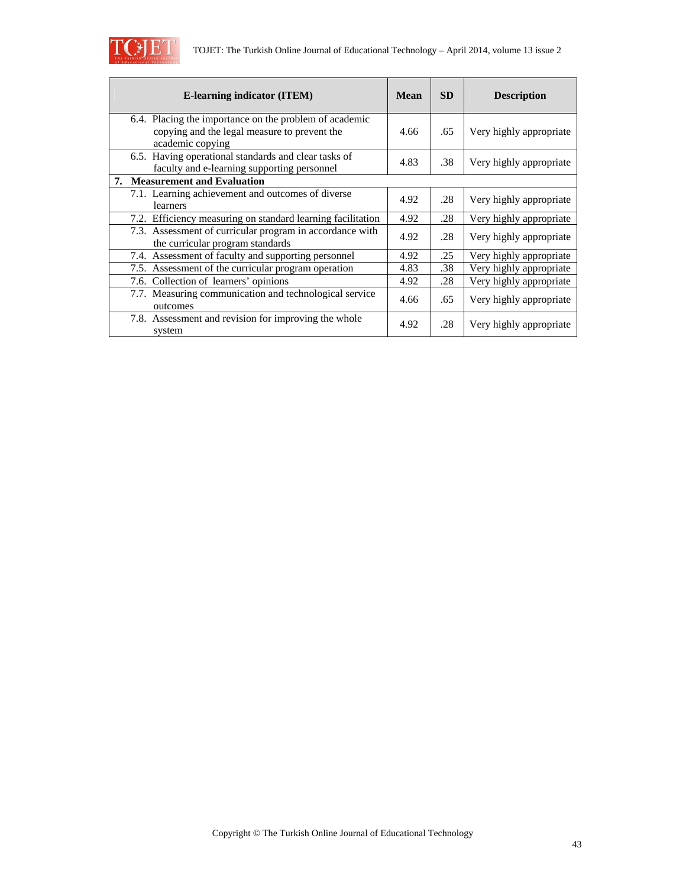| E-learning indicator (ITEM) | Mean | SD | Description |
|---|---|---|---|
| 6.4. Placing the importance on the problem of academic copying and the legal measure to prevent the academic copying | 4.66 | .65 | Very highly appropriate |
| 6.5. Having operational standards and clear tasks of faculty and e-learning supporting personnel | 4.83 | .38 | Very highly appropriate |
| **7. Measurement and Evaluation** | | | |
| 7.1. Learning achievement and outcomes of diverse learners | 4.92 | .28 | Very highly appropriate |
| 7.2. Efficiency measuring on standard learning facilitation | 4.92 | .28 | Very highly appropriate |
| 7.3. Assessment of curricular program in accordance with the curricular program standards | 4.92 | .28 | Very highly appropriate |
| 7.4. Assessment of faculty and supporting personnel | 4.92 | .25 | Very highly appropriate |
| 7.5. Assessment of the curricular program operation | 4.83 | .38 | Very highly appropriate |
| 7.6. Collection of learners' opinions | 4.92 | .28 | Very highly appropriate |
| 7.7. Measuring communication and technological service outcomes | 4.66 | .65 | Very highly appropriate |
| 7.8. Assessment and revision for improving the whole system | 4.92 | .28 | Very highly appropriate |